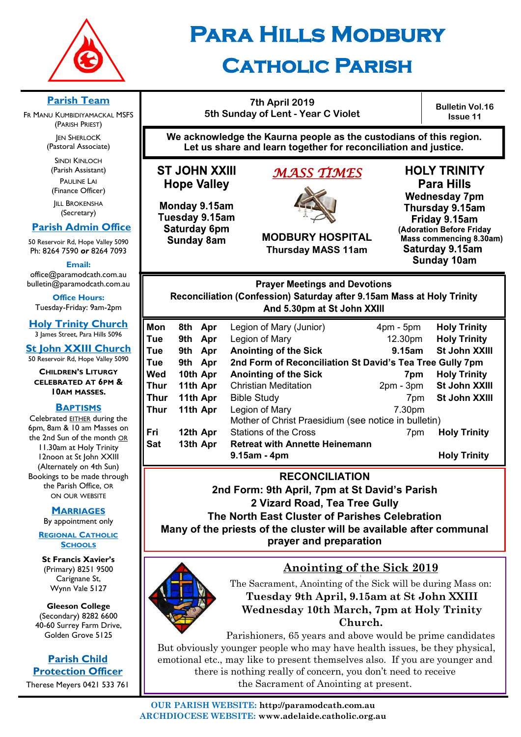# Para Hills Modbury Catholic Parish

**7th April 2019**
**5th Sunday of Lent - Year C Violet**

**Bulletin Vol.16 Issue 11**

**We acknowledge the Kaurna people as the custodians of this region. Let us share and learn together for reconciliation and justice.**

## Parish Team

Fr Manu Kumbidiyamackal MSFS (Parish Priest)

Jen Sherlock (Pastoral Associate)

Sindi Kinloch (Parish Assistant)

Pauline Lai (Finance Officer)

Jill Brokensha (Secretary)

## Parish Admin Office

50 Reservoir Rd, Hope Valley 5090
Ph: 8264 7590 **or** 8264 7093

**Email:**
office@paramodcath.com.au
bulletin@paramodcath.com.au

**Office Hours:**
Tuesday-Friday: 9am-2pm

## Holy Trinity Church

3 James Street, Para Hills 5096

## St John XXIII Church

50 Reservoir Rd, Hope Valley 5090

**Children's Liturgy celebrated at 6pm & 10am Masses.**

## Baptisms

Celebrated EITHER during the 6pm, 8am & 10 am Masses on the 2nd Sun of the month OR 11.30am at Holy Trinity 12noon at St John XXIII (Alternately on 4th Sun) Bookings to be made through the Parish Office, or on our website

## Marriages

By appointment only

## Regional Catholic Schools

**St Francis Xavier's** (Primary) 8251 9500 Carignane St, Wynn Vale 5127

**Gleeson College** (Secondary) 8282 6600 40-60 Surrey Farm Drive, Golden Grove 5125

## Parish Child Protection Officer

Therese Meyers 0421 533 761

## *MASS TIMES*

**ST JOHN XXIII Hope Valley**

**Monday 9.15am**
**Tuesday 9.15am**
**Saturday 6pm**
**Sunday 8am**

**MODBURY HOSPITAL**
**Thursday MASS 11am**

**HOLY TRINITY Para Hills**

**Wednesday 7pm**
**Thursday 9.15am**
**Friday 9.15am**
**(Adoration Before Friday Mass commencing 8.30am)**
**Saturday 9.15am**
**Sunday 10am**

**Prayer Meetings and Devotions**
**Reconciliation (Confession) Saturday after 9.15am Mass at Holy Trinity And 5.30pm at St John XXIII**

| | | | | | |
|---|---|---|---|---|---|
| **Mon** | **8th** | **Apr** | Legion of Mary (Junior) | 4pm - 5pm | **Holy Trinity** |
| **Tue** | **9th** | **Apr** | Legion of Mary | 12.30pm | **Holy Trinity** |
| **Tue** | **9th** | **Apr** | **Anointing of the Sick** | **9.15am** | **St John XXIII** |
| **Tue** | **9th** | **Apr** | **2nd Form of Reconciliation St David's Tea Tree Gully 7pm** | | |
| **Wed** | **10th** | **Apr** | **Anointing of the Sick** | **7pm** | **Holy Trinity** |
| **Thur** | **11th** | **Apr** | Christian Meditation | 2pm - 3pm | **St John XXIII** |
| **Thur** | **11th** | **Apr** | Bible Study | 7pm | **St John XXIII** |
| **Thur** | **11th** | **Apr** | Legion of Mary<br>Mother of Christ Praesidium (see notice in bulletin) | 7.30pm | |
| **Fri** | **12th** | **Apr** | Stations of the Cross | 7pm | **Holy Trinity** |
| **Sat** | **13th** | **Apr** | **Retreat with Annette Heinemann**<br>**9.15am - 4pm** | | **Holy Trinity** |

**RECONCILIATION**
**2nd Form: 9th April, 7pm at St David's Parish**
**2 Vizard Road, Tea Tree Gully**
**The North East Cluster of Parishes Celebration**
**Many of the priests of the cluster will be available after communal prayer and preparation**

## Anointing of the Sick 2019

The Sacrament, Anointing of the Sick will be during Mass on:

**Tuesday 9th April, 9.15am at St John XXIII**
**Wednesday 10th March, 7pm at Holy Trinity Church.**

Parishioners, 65 years and above would be prime candidates But obviously younger people who may have health issues, be they physical, emotional etc., may like to present themselves also. If you are younger and there is nothing really of concern, you don't need to receive the Sacrament of Anointing at present.

**OUR PARISH WEBSITE: http://paramodcath.com.au**
**ARCHDIOCESE WEBSITE: www.adelaide.catholic.org.au**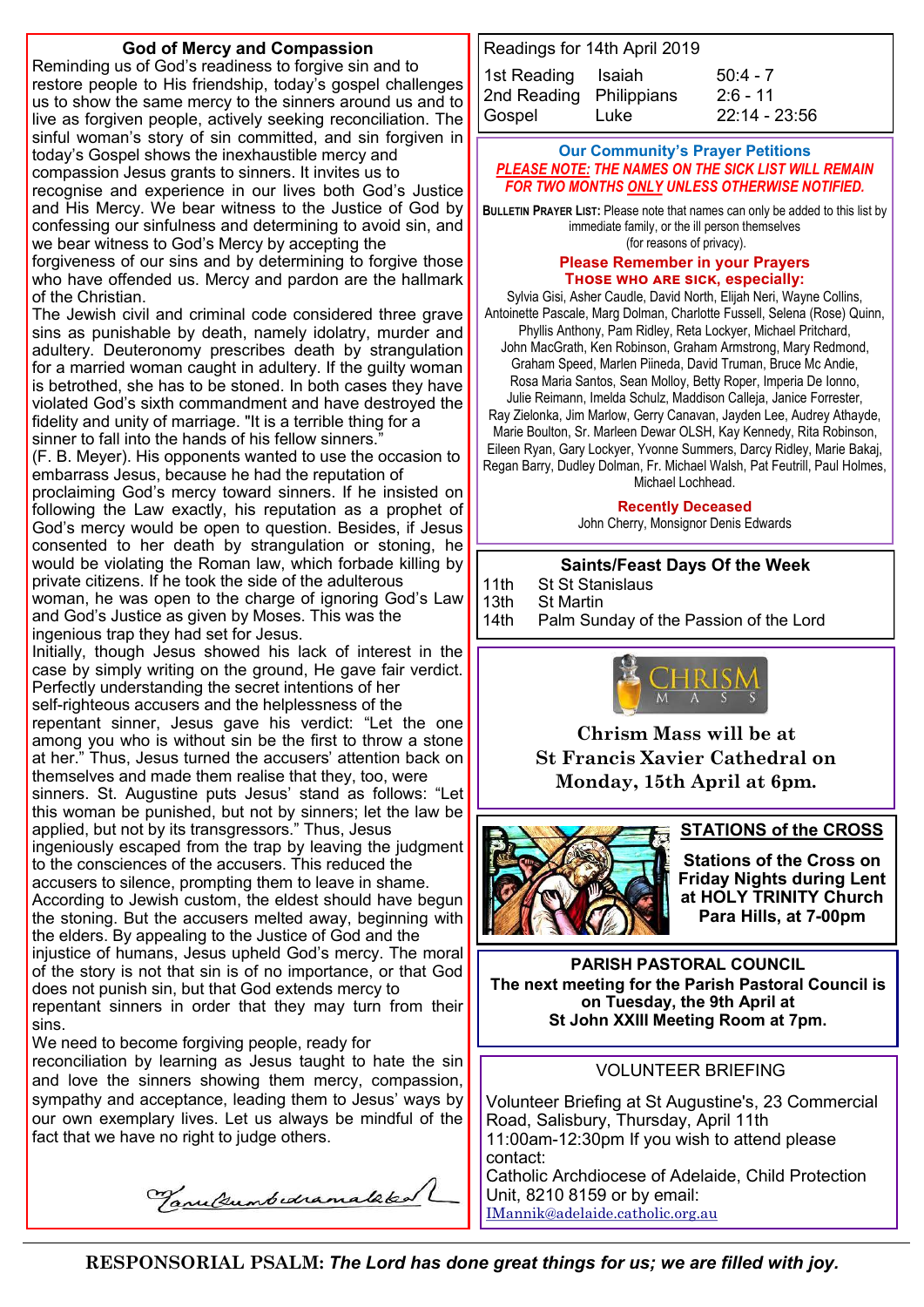## God of Mercy and Compassion

Reminding us of God's readiness to forgive sin and to restore people to His friendship, today's gospel challenges us to show the same mercy to the sinners around us and to live as forgiven people, actively seeking reconciliation. The sinful woman's story of sin committed, and sin forgiven in today's Gospel shows the inexhaustible mercy and compassion Jesus grants to sinners. It invites us to recognise and experience in our lives both God's Justice and His Mercy. We bear witness to the Justice of God by confessing our sinfulness and determining to avoid sin, and we bear witness to God's Mercy by accepting the forgiveness of our sins and by determining to forgive those who have offended us. Mercy and pardon are the hallmark of the Christian.

The Jewish civil and criminal code considered three grave sins as punishable by death, namely idolatry, murder and adultery. Deuteronomy prescribes death by strangulation for a married woman caught in adultery. If the guilty woman is betrothed, she has to be stoned. In both cases they have violated God's sixth commandment and have destroyed the fidelity and unity of marriage. "It is a terrible thing for a sinner to fall into the hands of his fellow sinners." (F. B. Meyer). His opponents wanted to use the occasion to embarrass Jesus, because he had the reputation of proclaiming God's mercy toward sinners. If he insisted on following the Law exactly, his reputation as a prophet of God's mercy would be open to question. Besides, if Jesus consented to her death by strangulation or stoning, he would be violating the Roman law, which forbade killing by private citizens. If he took the side of the adulterous woman, he was open to the charge of ignoring God's Law and God's Justice as given by Moses. This was the ingenious trap they had set for Jesus.

Initially, though Jesus showed his lack of interest in the case by simply writing on the ground, He gave fair verdict. Perfectly understanding the secret intentions of her self-righteous accusers and the helplessness of the repentant sinner, Jesus gave his verdict: "Let the one among you who is without sin be the first to throw a stone at her." Thus, Jesus turned the accusers' attention back on themselves and made them realise that they, too, were sinners. St. Augustine puts Jesus' stand as follows: "Let this woman be punished, but not by sinners; let the law be applied, but not by its transgressors." Thus, Jesus ingeniously escaped from the trap by leaving the judgment to the consciences of the accusers. This reduced the accusers to silence, prompting them to leave in shame. According to Jewish custom, the eldest should have begun the stoning. But the accusers melted away, beginning with the elders. By appealing to the Justice of God and the injustice of humans, Jesus upheld God's mercy. The moral of the story is not that sin is of no importance, or that God does not punish sin, but that God extends mercy to repentant sinners in order that they may turn from their sins.

We need to become forgiving people, ready for reconciliation by learning as Jesus taught to hate the sin and love the sinners showing them mercy, compassion, sympathy and acceptance, leading them to Jesus' ways by our own exemplary lives. Let us always be mindful of the fact that we have no right to judge others.

*Manikkumbidramalked*

---

Readings for 14th April 2019

| | | |
|---|---|---|
| 1st Reading | Isaiah | 50:4 - 7 |
| 2nd Reading | Philippians | 2:6 - 11 |
| Gospel | Luke | 22:14 - 23:56 |

### Our Community's Prayer Petitions

***PLEASE NOTE: THE NAMES ON THE SICK LIST WILL REMAIN FOR TWO MONTHS ONLY UNLESS OTHERWISE NOTIFIED.***

**BULLETIN PRAYER LIST:** Please note that names can only be added to this list by immediate family, or the ill person themselves (for reasons of privacy).

**Please Remember in your Prayers**
**THOSE WHO ARE SICK, especially:**

Sylvia Gisi, Asher Caudle, David North, Elijah Neri, Wayne Collins, Antoinette Pascale, Marg Dolman, Charlotte Fussell, Selena (Rose) Quinn, Phyllis Anthony, Pam Ridley, Reta Lockyer, Michael Pritchard, John MacGrath, Ken Robinson, Graham Armstrong, Mary Redmond, Graham Speed, Marlen Piineda, David Truman, Bruce Mc Andie, Rosa Maria Santos, Sean Molloy, Betty Roper, Imperia De Ionno, Julie Reimann, Imelda Schulz, Maddison Calleja, Janice Forrester, Ray Zielonka, Jim Marlow, Gerry Canavan, Jayden Lee, Audrey Athayde, Marie Boulton, Sr. Marleen Dewar OLSH, Kay Kennedy, Rita Robinson, Eileen Ryan, Gary Lockyer, Yvonne Summers, Darcy Ridley, Marie Bakaj, Regan Barry, Dudley Dolman, Fr. Michael Walsh, Pat Feutrill, Paul Holmes, Michael Lochhead.

**Recently Deceased**
John Cherry, Monsignor Denis Edwards

### Saints/Feast Days Of the Week

| | |
|---|---|
| 11th | St St Stanislaus |
| 13th | St Martin |
| 14th | Palm Sunday of the Passion of the Lord |

### CHRISM MASS

**Chrism Mass will be at St Francis Xavier Cathedral on Monday, 15th April at 6pm.**

### STATIONS of the CROSS

**Stations of the Cross on Friday Nights during Lent at HOLY TRINITY Church Para Hills, at 7-00pm**

### PARISH PASTORAL COUNCIL

**The next meeting for the Parish Pastoral Council is on Tuesday, the 9th April at St John XXIII Meeting Room at 7pm.**

### VOLUNTEER BRIEFING

Volunteer Briefing at St Augustine's, 23 Commercial Road, Salisbury, Thursday, April 11th 11:00am-12:30pm If you wish to attend please contact:
Catholic Archdiocese of Adelaide, Child Protection Unit, 8210 8159 or by email: IMannik@adelaide.catholic.org.au

---

**RESPONSORIAL PSALM:** ***The Lord has done great things for us; we are filled with joy.***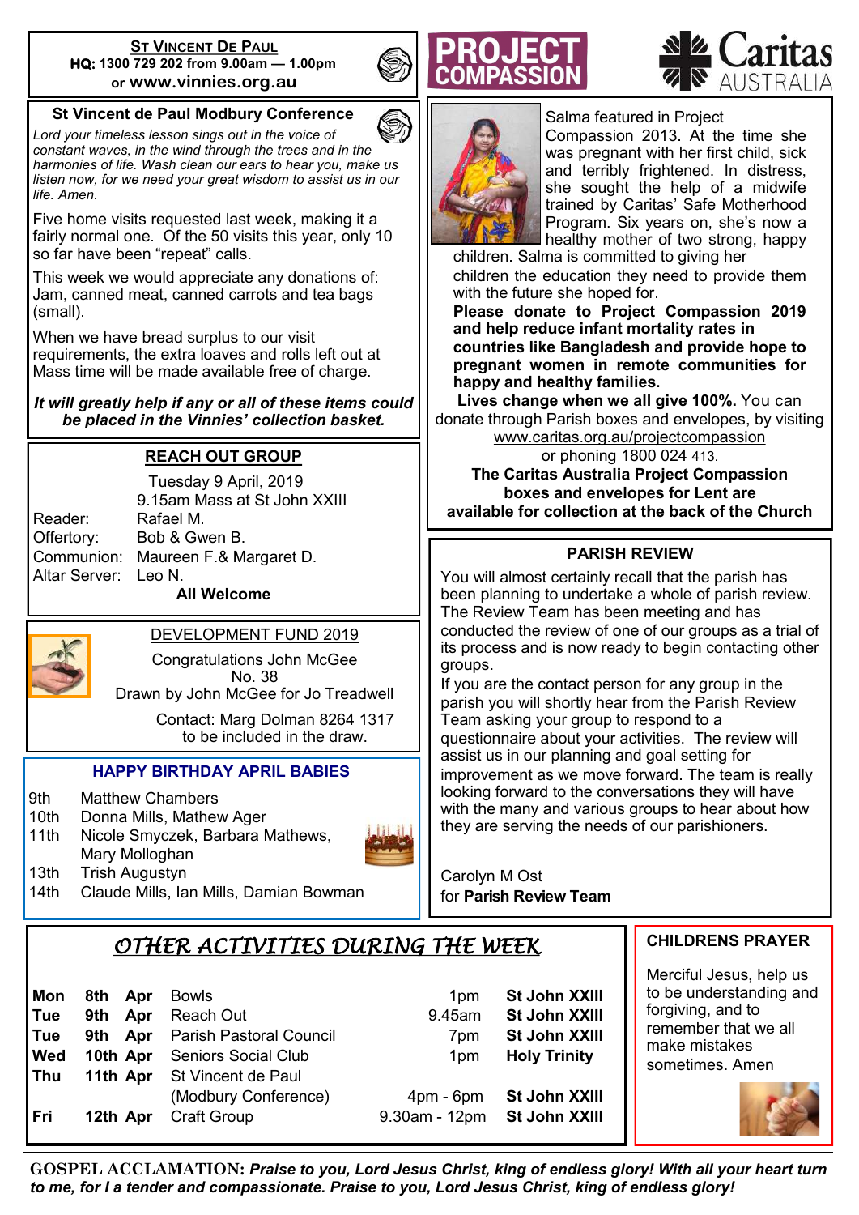## ST VINCENT DE PAUL

**HQ: 1300 729 202 from 9.00am — 1.00pm**
or **www.vinnies.org.au**

### St Vincent de Paul Modbury Conference

*Lord your timeless lesson sings out in the voice of constant waves, in the wind through the trees and in the harmonies of life. Wash clean our ears to hear you, make us listen now, for we need your great wisdom to assist us in our life. Amen.*

Five home visits requested last week, making it a fairly normal one. Of the 50 visits this year, only 10 so far have been "repeat" calls.

This week we would appreciate any donations of: Jam, canned meat, canned carrots and tea bags (small).

When we have bread surplus to our visit requirements, the extra loaves and rolls left out at Mass time will be made available free of charge.

***It will greatly help if any or all of these items could be placed in the Vinnies' collection basket.***

### REACH OUT GROUP

Tuesday 9 April, 2019
9.15am Mass at St John XXIII

| | |
|---|---|
| Reader: | Rafael M. |
| Offertory: | Bob & Gwen B. |
| Communion: | Maureen F.& Margaret D. |
| Altar Server: | Leo N. |

**All Welcome**

### DEVELOPMENT FUND 2019

Congratulations John McGee
No. 38
Drawn by John McGee for Jo Treadwell

Contact: Marg Dolman 8264 1317 to be included in the draw.

### HAPPY BIRTHDAY APRIL BABIES

| | |
|---|---|
| 9th | Matthew Chambers |
| 10th | Donna Mills, Mathew Ager |
| 11th | Nicole Smyczek, Barbara Mathews, Mary Molloghan |
| 13th | Trish Augustyn |
| 14th | Claude Mills, Ian Mills, Damian Bowman |

## PROJECT COMPASSION — Caritas AUSTRALIA

Salma featured in Project Compassion 2013. At the time she was pregnant with her first child, sick and terribly frightened. In distress, she sought the help of a midwife trained by Caritas' Safe Motherhood Program. Six years on, she's now a healthy mother of two strong, happy children. Salma is committed to giving her children the education they need to provide them with the future she hoped for.

**Please donate to Project Compassion 2019 and help reduce infant mortality rates in countries like Bangladesh and provide hope to pregnant women in remote communities for happy and healthy families.**

**Lives change when we all give 100%.** You can donate through Parish boxes and envelopes, by visiting www.caritas.org.au/projectcompassion or phoning 1800 024 413.

**The Caritas Australia Project Compassion boxes and envelopes for Lent are available for collection at the back of the Church**

### PARISH REVIEW

You will almost certainly recall that the parish has been planning to undertake a whole of parish review. The Review Team has been meeting and has conducted the review of one of our groups as a trial of its process and is now ready to begin contacting other groups.

If you are the contact person for any group in the parish you will shortly hear from the Parish Review Team asking your group to respond to a questionnaire about your activities. The review will assist us in our planning and goal setting for improvement as we move forward. The team is really looking forward to the conversations they will have with the many and various groups to hear about how they are serving the needs of our parishioners.

Carolyn M Ost
for **Parish Review Team**

## OTHER ACTIVITIES DURING THE WEEK

| | | | | | |
|---|---|---|---|---|---|
| **Mon** | **8th** | **Apr** | Bowls | 1pm | **St John XXIII** |
| **Tue** | **9th** | **Apr** | Reach Out | 9.45am | **St John XXIII** |
| **Tue** | **9th** | **Apr** | Parish Pastoral Council | 7pm | **St John XXIII** |
| **Wed** | **10th** | **Apr** | Seniors Social Club | 1pm | **Holy Trinity** |
| **Thu** | **11th** | **Apr** | St Vincent de Paul (Modbury Conference) | 4pm - 6pm | **St John XXIII** |
| **Fri** | **12th** | **Apr** | Craft Group | 9.30am - 12pm | **St John XXIII** |

### CHILDRENS PRAYER

Merciful Jesus, help us to be understanding and forgiving, and to remember that we all make mistakes sometimes. Amen

**GOSPEL ACCLAMATION:** ***Praise to you, Lord Jesus Christ, king of endless glory! With all your heart turn to me, for I a tender and compassionate. Praise to you, Lord Jesus Christ, king of endless glory!***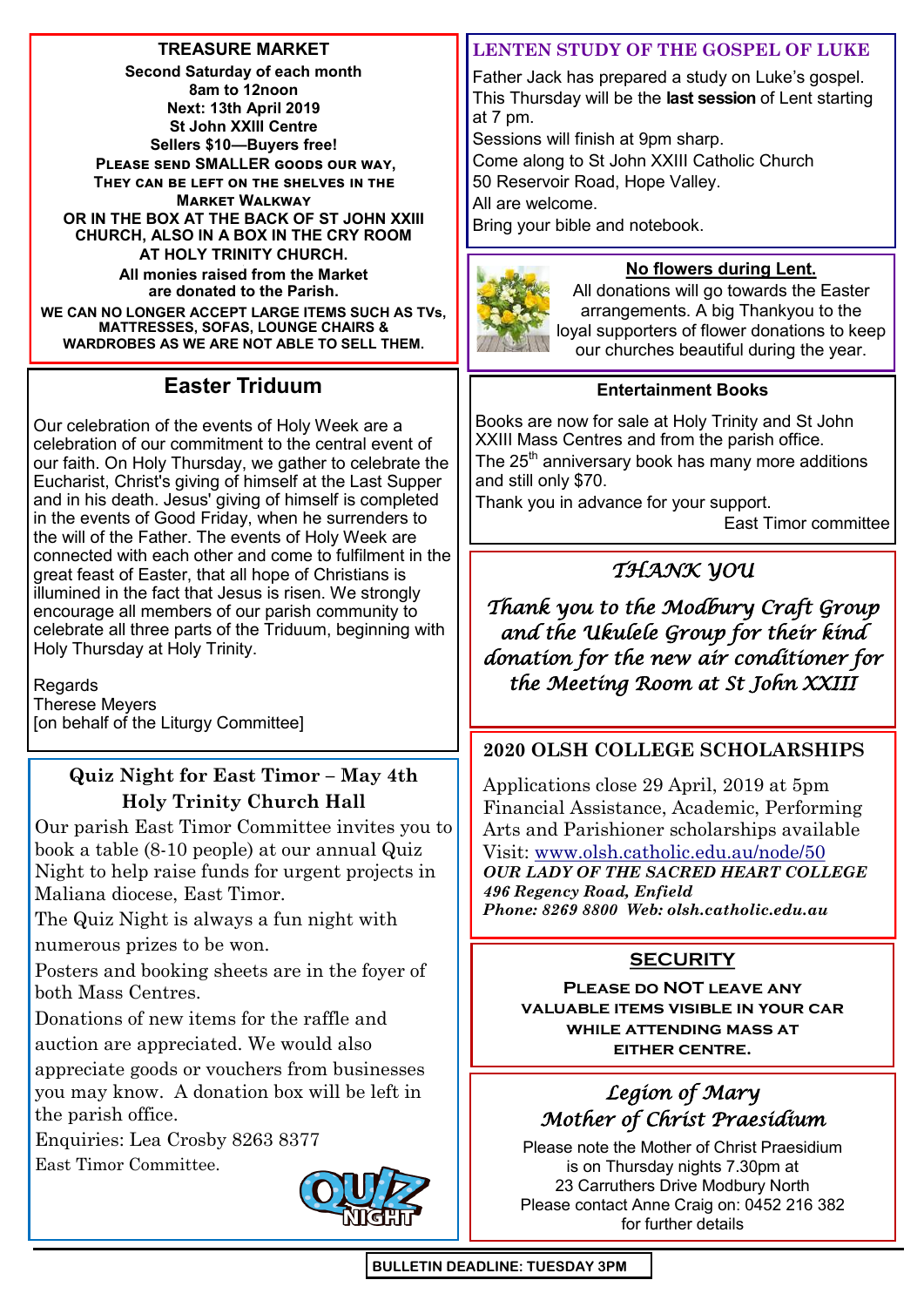## TREASURE MARKET

**Second Saturday of each month**
**8am to 12noon**
**Next: 13th April 2019**
**St John XXIII Centre**
**Sellers $10—Buyers free!**

**PLEASE SEND SMALLER GOODS OUR WAY, THEY CAN BE LEFT ON THE SHELVES IN THE MARKET WALKWAY OR IN THE BOX AT THE BACK OF ST JOHN XXIII CHURCH, ALSO IN A BOX IN THE CRY ROOM AT HOLY TRINITY CHURCH.**

**All monies raised from the Market are donated to the Parish.**

**WE CAN NO LONGER ACCEPT LARGE ITEMS SUCH AS TVs, MATTRESSES, SOFAS, LOUNGE CHAIRS & WARDROBES AS WE ARE NOT ABLE TO SELL THEM.**

## Easter Triduum

Our celebration of the events of Holy Week are a celebration of our commitment to the central event of our faith. On Holy Thursday, we gather to celebrate the Eucharist, Christ's giving of himself at the Last Supper and in his death. Jesus' giving of himself is completed in the events of Good Friday, when he surrenders to the will of the Father. The events of Holy Week are connected with each other and come to fulfilment in the great feast of Easter, that all hope of Christians is illumined in the fact that Jesus is risen. We strongly encourage all members of our parish community to celebrate all three parts of the Triduum, beginning with Holy Thursday at Holy Trinity.

Regards
Therese Meyers
[on behalf of the Liturgy Committee]

## Quiz Night for East Timor – May 4th Holy Trinity Church Hall

Our parish East Timor Committee invites you to book a table (8-10 people) at our annual Quiz Night to help raise funds for urgent projects in Maliana diocese, East Timor.

The Quiz Night is always a fun night with numerous prizes to be won.

Posters and booking sheets are in the foyer of both Mass Centres.

Donations of new items for the raffle and auction are appreciated. We would also appreciate goods or vouchers from businesses you may know. A donation box will be left in the parish office.

Enquiries: Lea Crosby 8263 8377

East Timor Committee.

## LENTEN STUDY OF THE GOSPEL OF LUKE

Father Jack has prepared a study on Luke's gospel. This Thursday will be the **last session** of Lent starting at 7 pm.

Sessions will finish at 9pm sharp.

Come along to St John XXIII Catholic Church
50 Reservoir Road, Hope Valley.

All are welcome.

Bring your bible and notebook.

## No flowers during Lent.

All donations will go towards the Easter arrangements. A big Thankyou to the loyal supporters of flower donations to keep our churches beautiful during the year.

## Entertainment Books

Books are now for sale at Holy Trinity and St John XXIII Mass Centres and from the parish office.

The 25th anniversary book has many more additions and still only $70.

Thank you in advance for your support.

East Timor committee

## *THANK YOU*

*Thank you to the Modbury Craft Group and the Ukulele Group for their kind donation for the new air conditioner for the Meeting Room at St John XXIII*

## 2020 OLSH COLLEGE SCHOLARSHIPS

Applications close 29 April, 2019 at 5pm
Financial Assistance, Academic, Performing Arts and Parishioner scholarships available
Visit: www.olsh.catholic.edu.au/node/50

***OUR LADY OF THE SACRED HEART COLLEGE***
***496 Regency Road, Enfield***
***Phone: 8269 8800 Web: olsh.catholic.edu.au***

## SECURITY

**PLEASE DO NOT LEAVE ANY VALUABLE ITEMS VISIBLE IN YOUR CAR WHILE ATTENDING MASS AT EITHER CENTRE.**

## *Legion of Mary Mother of Christ Praesidium*

Please note the Mother of Christ Praesidium is on Thursday nights 7.30pm at 23 Carruthers Drive Modbury North
Please contact Anne Craig on: 0452 216 382 for further details

**BULLETIN DEADLINE: TUESDAY 3PM**